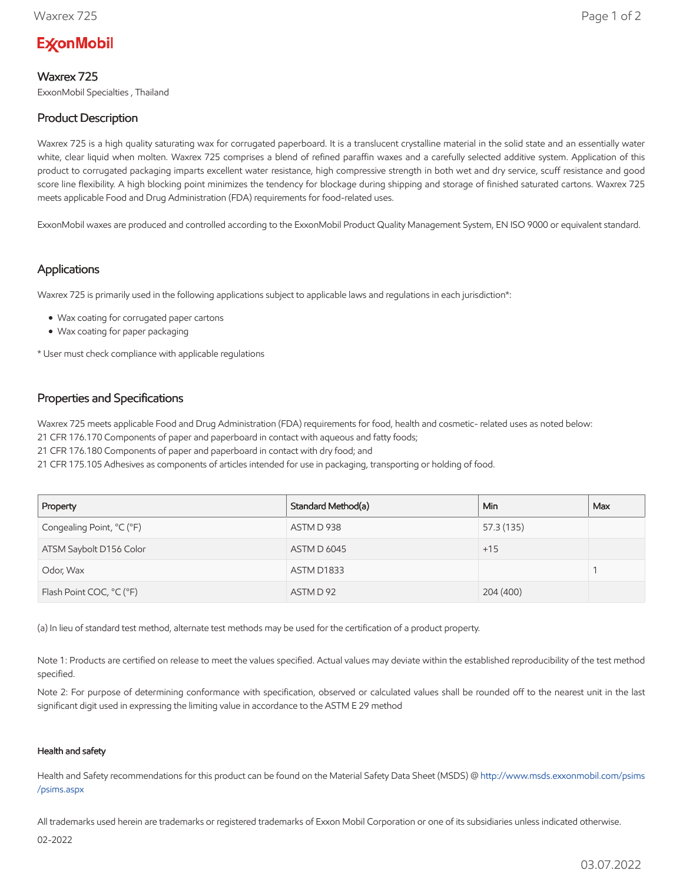ExxonMobil

# Waxrex 725

ExxonMobil Specialties , Thailand

## Product Description

Waxrex 725 is a high quality saturating wax for corrugated paperboard. It is a translucent crystalline material in the solid state and an essentially water white, clear liquid when molten. Waxrex 725 comprises a blend of refined paraffin waxes and a carefully selected additive system. Application of this product to corrugated packaging imparts excellent water resistance, high compressive strength in both wet and dry service, scuff resistance and good score line flexibility. A high blocking point minimizes the tendency for blockage during shipping and storage of finished saturated cartons. Waxrex 725 meets applicable Food and Drug Administration (FDA) requirements for food-related uses.

ExxonMobil waxes are produced and controlled according to the ExxonMobil Product Quality Management System, EN ISO 9000 or equivalent standard.

## Applications

Waxrex 725 is primarily used in the following applications subject to applicable laws and regulations in each jurisdiction*:

- Wax coating for corrugated paper cartons
- Wax coating for paper packaging

* User must check compliance with applicable regulations

## Properties and Specifications

Waxrex 725 meets applicable Food and Drug Administration (FDA) requirements for food, health and cosmetic- related uses as noted below:
21 CFR 176.170 Components of paper and paperboard in contact with aqueous and fatty foods;
21 CFR 176.180 Components of paper and paperboard in contact with dry food; and
21 CFR 175.105 Adhesives as components of articles intended for use in packaging, transporting or holding of food.

| Property | Standard Method(a) | Min | Max |
|---|---|---|---|
| Congealing Point, °C (°F) | ASTM D 938 | 57.3 (135) | |
| ATSM Saybolt D156 Color | ASTM D 6045 | +15 | |
| Odor, Wax | ASTM D1833 | | 1 |
| Flash Point COC, °C (°F) | ASTM D 92 | 204 (400) | |

(a) In lieu of standard test method, alternate test methods may be used for the certification of a product property.

Note 1: Products are certified on release to meet the values specified. Actual values may deviate within the established reproducibility of the test method specified.

Note 2: For purpose of determining conformance with specification, observed or calculated values shall be rounded off to the nearest unit in the last significant digit used in expressing the limiting value in accordance to the ASTM E 29 method

#### Health and safety

Health and Safety recommendations for this product can be found on the Material Safety Data Sheet (MSDS) @ http://www.msds.exxonmobil.com/psims/psims.aspx

All trademarks used herein are trademarks or registered trademarks of Exxon Mobil Corporation or one of its subsidiaries unless indicated otherwise.

02-2022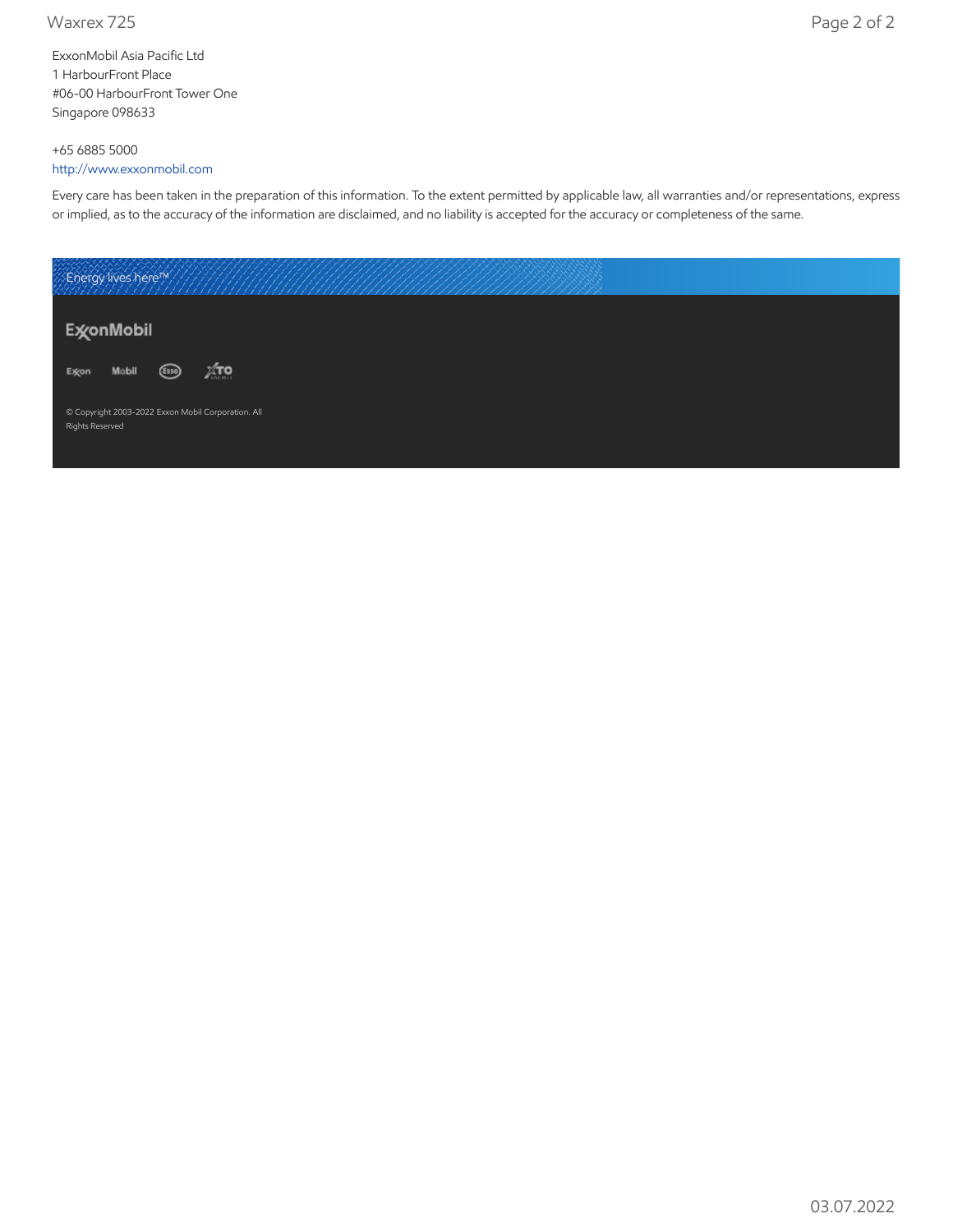ExxonMobil Asia Pacific Ltd
1 HarbourFront Place
#06-00 HarbourFront Tower One
Singapore 098633

+65 6885 5000
http://www.exxonmobil.com

Every care has been taken in the preparation of this information. To the extent permitted by applicable law, all warranties and/or representations, express or implied, as to the accuracy of the information are disclaimed, and no liability is accepted for the accuracy or completeness of the same.

Energy lives here™

ExxonMobil

Exxon Mobil Esso XTO

© Copyright 2003-2022 Exxon Mobil Corporation. All Rights Reserved

03.07.2022